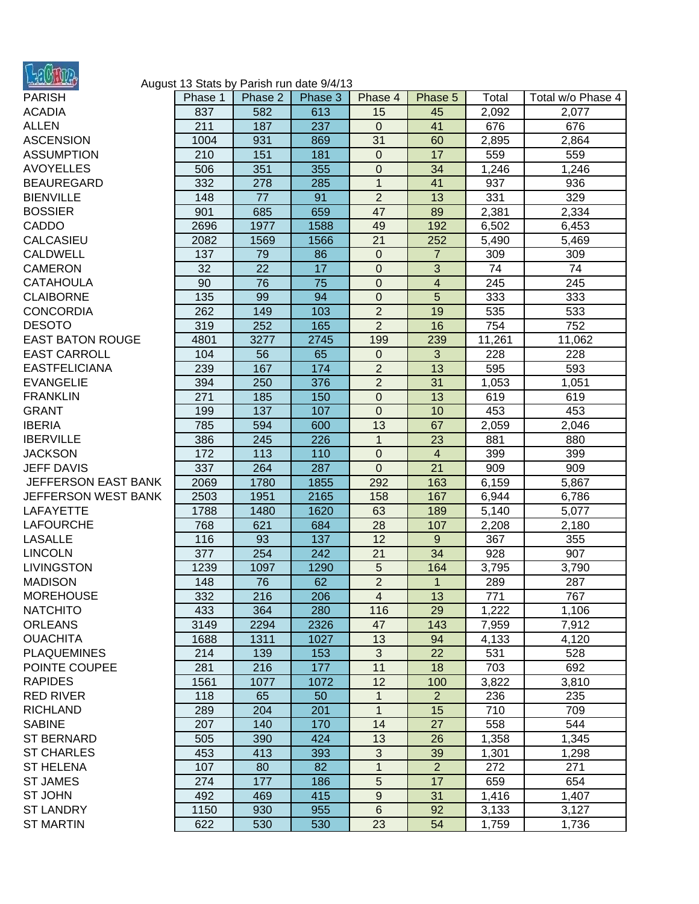August 13 Stats by Parish run date 9/4/13

| PARISH | Phase 1 | Phase 2 | Phase 3 | Phase 4 | Phase 5 | Total | Total w/o Phase 4 |
|---|---|---|---|---|---|---|---|
| ACADIA | 837 | 582 | 613 | 15 | 45 | 2,092 | 2,077 |
| ALLEN | 211 | 187 | 237 | 0 | 41 | 676 | 676 |
| ASCENSION | 1004 | 931 | 869 | 31 | 60 | 2,895 | 2,864 |
| ASSUMPTION | 210 | 151 | 181 | 0 | 17 | 559 | 559 |
| AVOYELLES | 506 | 351 | 355 | 0 | 34 | 1,246 | 1,246 |
| BEAUREGARD | 332 | 278 | 285 | 1 | 41 | 937 | 936 |
| BIENVILLE | 148 | 77 | 91 | 2 | 13 | 331 | 329 |
| BOSSIER | 901 | 685 | 659 | 47 | 89 | 2,381 | 2,334 |
| CADDO | 2696 | 1977 | 1588 | 49 | 192 | 6,502 | 6,453 |
| CALCASIEU | 2082 | 1569 | 1566 | 21 | 252 | 5,490 | 5,469 |
| CALDWELL | 137 | 79 | 86 | 0 | 7 | 309 | 309 |
| CAMERON | 32 | 22 | 17 | 0 | 3 | 74 | 74 |
| CATAHOULA | 90 | 76 | 75 | 0 | 4 | 245 | 245 |
| CLAIBORNE | 135 | 99 | 94 | 0 | 5 | 333 | 333 |
| CONCORDIA | 262 | 149 | 103 | 2 | 19 | 535 | 533 |
| DESOTO | 319 | 252 | 165 | 2 | 16 | 754 | 752 |
| EAST BATON ROUGE | 4801 | 3277 | 2745 | 199 | 239 | 11,261 | 11,062 |
| EAST CARROLL | 104 | 56 | 65 | 0 | 3 | 228 | 228 |
| EASTFELICIANA | 239 | 167 | 174 | 2 | 13 | 595 | 593 |
| EVANGELIE | 394 | 250 | 376 | 2 | 31 | 1,053 | 1,051 |
| FRANKLIN | 271 | 185 | 150 | 0 | 13 | 619 | 619 |
| GRANT | 199 | 137 | 107 | 0 | 10 | 453 | 453 |
| IBERIA | 785 | 594 | 600 | 13 | 67 | 2,059 | 2,046 |
| IBERVILLE | 386 | 245 | 226 | 1 | 23 | 881 | 880 |
| JACKSON | 172 | 113 | 110 | 0 | 4 | 399 | 399 |
| JEFF DAVIS | 337 | 264 | 287 | 0 | 21 | 909 | 909 |
| JEFFERSON EAST BANK | 2069 | 1780 | 1855 | 292 | 163 | 6,159 | 5,867 |
| JEFFERSON WEST BANK | 2503 | 1951 | 2165 | 158 | 167 | 6,944 | 6,786 |
| LAFAYETTE | 1788 | 1480 | 1620 | 63 | 189 | 5,140 | 5,077 |
| LAFOURCHE | 768 | 621 | 684 | 28 | 107 | 2,208 | 2,180 |
| LASALLE | 116 | 93 | 137 | 12 | 9 | 367 | 355 |
| LINCOLN | 377 | 254 | 242 | 21 | 34 | 928 | 907 |
| LIVINGSTON | 1239 | 1097 | 1290 | 5 | 164 | 3,795 | 3,790 |
| MADISON | 148 | 76 | 62 | 2 | 1 | 289 | 287 |
| MOREHOUSE | 332 | 216 | 206 | 4 | 13 | 771 | 767 |
| NATCHITO | 433 | 364 | 280 | 116 | 29 | 1,222 | 1,106 |
| ORLEANS | 3149 | 2294 | 2326 | 47 | 143 | 7,959 | 7,912 |
| OUACHITA | 1688 | 1311 | 1027 | 13 | 94 | 4,133 | 4,120 |
| PLAQUEMINES | 214 | 139 | 153 | 3 | 22 | 531 | 528 |
| POINTE COUPEE | 281 | 216 | 177 | 11 | 18 | 703 | 692 |
| RAPIDES | 1561 | 1077 | 1072 | 12 | 100 | 3,822 | 3,810 |
| RED RIVER | 118 | 65 | 50 | 1 | 2 | 236 | 235 |
| RICHLAND | 289 | 204 | 201 | 1 | 15 | 710 | 709 |
| SABINE | 207 | 140 | 170 | 14 | 27 | 558 | 544 |
| ST BERNARD | 505 | 390 | 424 | 13 | 26 | 1,358 | 1,345 |
| ST CHARLES | 453 | 413 | 393 | 3 | 39 | 1,301 | 1,298 |
| ST HELENA | 107 | 80 | 82 | 1 | 2 | 272 | 271 |
| ST JAMES | 274 | 177 | 186 | 5 | 17 | 659 | 654 |
| ST JOHN | 492 | 469 | 415 | 9 | 31 | 1,416 | 1,407 |
| ST LANDRY | 1150 | 930 | 955 | 6 | 92 | 3,133 | 3,127 |
| ST MARTIN | 622 | 530 | 530 | 23 | 54 | 1,759 | 1,736 |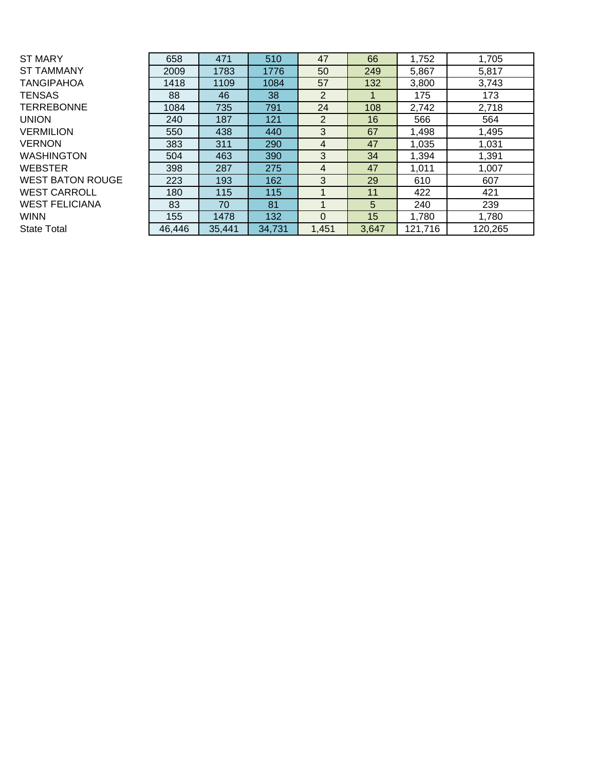| | | | | | | | |
|---|---|---|---|---|---|---|---|
| ST MARY | 658 | 471 | 510 | 47 | 66 | 1,752 | 1,705 |
| ST TAMMANY | 2009 | 1783 | 1776 | 50 | 249 | 5,867 | 5,817 |
| TANGIPAHOA | 1418 | 1109 | 1084 | 57 | 132 | 3,800 | 3,743 |
| TENSAS | 88 | 46 | 38 | 2 | 1 | 175 | 173 |
| TERREBONNE | 1084 | 735 | 791 | 24 | 108 | 2,742 | 2,718 |
| UNION | 240 | 187 | 121 | 2 | 16 | 566 | 564 |
| VERMILION | 550 | 438 | 440 | 3 | 67 | 1,498 | 1,495 |
| VERNON | 383 | 311 | 290 | 4 | 47 | 1,035 | 1,031 |
| WASHINGTON | 504 | 463 | 390 | 3 | 34 | 1,394 | 1,391 |
| WEBSTER | 398 | 287 | 275 | 4 | 47 | 1,011 | 1,007 |
| WEST BATON ROUGE | 223 | 193 | 162 | 3 | 29 | 610 | 607 |
| WEST CARROLL | 180 | 115 | 115 | 1 | 11 | 422 | 421 |
| WEST FELICIANA | 83 | 70 | 81 | 1 | 5 | 240 | 239 |
| WINN | 155 | 1478 | 132 | 0 | 15 | 1,780 | 1,780 |
| State Total | 46,446 | 35,441 | 34,731 | 1,451 | 3,647 | 121,716 | 120,265 |